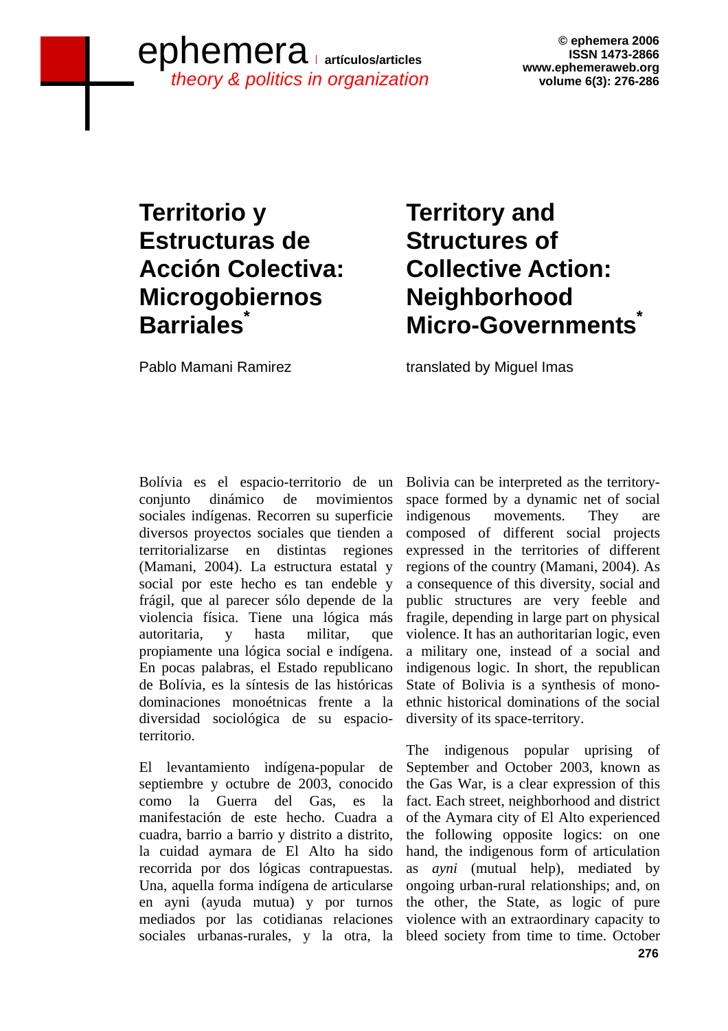# Territorio y Estructuras de Acción Colectiva: Microgobiernos Barriales*

Pablo Mamani Ramirez

Bolívia es el espacio-territorio de un conjunto dinámico de movimientos sociales indígenas. Recorren su superficie diversos proyectos sociales que tienden a territorializarse en distintas regiones (Mamani, 2004). La estructura estatal y social por este hecho es tan endeble y frágil, que al parecer sólo depende de la violencia física. Tiene una lógica más autoritaria, y hasta militar, que propiamente una lógica social e indígena. En pocas palabras, el Estado republicano de Bolívia, es la síntesis de las históricas dominaciones monoétnicas frente a la diversidad sociológica de su espacio-territorio.

El levantamiento indígena-popular de septiembre y octubre de 2003, conocido como la Guerra del Gas, es la manifestación de este hecho. Cuadra a cuadra, barrio a barrio y distrito a distrito, la cuidad aymara de El Alto ha sido recorrida por dos lógicas contrapuestas. Una, aquella forma indígena de articularse en ayni (ayuda mutua) y por turnos mediados por las cotidianas relaciones sociales urbanas-rurales, y la otra, la

# Territory and Structures of Collective Action: Neighborhood Micro-Governments*

translated by Miguel Imas

Bolivia can be interpreted as the territory-space formed by a dynamic net of social indigenous movements. They are composed of different social projects expressed in the territories of different regions of the country (Mamani, 2004). As a consequence of this diversity, social and public structures are very feeble and fragile, depending in large part on physical violence. It has an authoritarian logic, even a military one, instead of a social and indigenous logic. In short, the republican State of Bolivia is a synthesis of mono-ethnic historical dominations of the social diversity of its space-territory.

The indigenous popular uprising of September and October 2003, known as the Gas War, is a clear expression of this fact. Each street, neighborhood and district of the Aymara city of El Alto experienced the following opposite logics: on one hand, the indigenous form of articulation as *ayni* (mutual help), mediated by ongoing urban-rural relationships; and, on the other, the State, as logic of pure violence with an extraordinary capacity to bleed society from time to time. October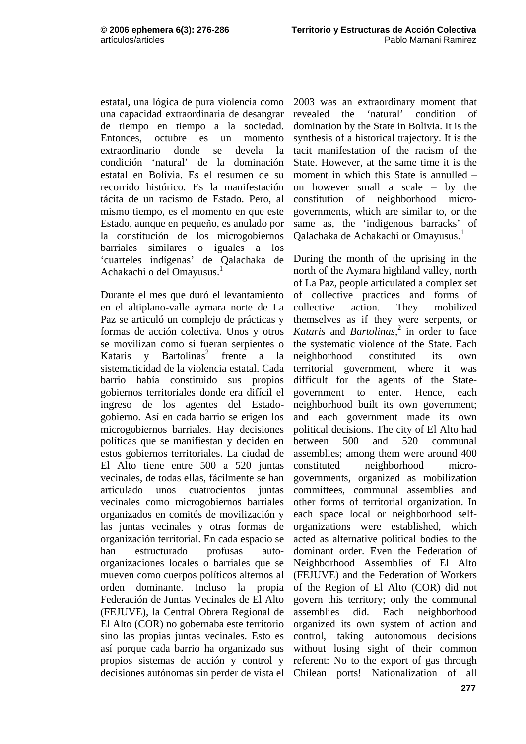estatal, una lógica de pura violencia como una capacidad extraordinaria de desangrar de tiempo en tiempo a la sociedad. Entonces, octubre es un momento extraordinario donde se devela la condición 'natural' de la dominación estatal en Bolívia. Es el resumen de su recorrido histórico. Es la manifestación tácita de un racismo de Estado. Pero, al mismo tiempo, es el momento en que este Estado, aunque en pequeño, es anulado por la constitución de los microgobiernos barriales similares o iguales a los 'cuarteles indígenas' de Qalachaka de Achakachi o del Omayusus.[1]

Durante el mes que duró el levantamiento en el altiplano-valle aymara norte de La Paz se articuló un complejo de prácticas y formas de acción colectiva. Unos y otros se movilizan como si fueran serpientes o Kataris y Bartolinas[2] frente a la sistematicidad de la violencia estatal. Cada barrio había constituido sus propios gobiernos territoriales donde era difícil el ingreso de los agentes del Estado-gobierno. Así en cada barrio se erigen los microgobiernos barriales. Hay decisiones políticas que se manifiestan y deciden en estos gobiernos territoriales. La ciudad de El Alto tiene entre 500 a 520 juntas vecinales, de todas ellas, fácilmente se han articulado unos cuatrocientos juntas vecinales como microgobiernos barriales organizados en comités de movilización y las juntas vecinales y otras formas de organización territorial. En cada espacio se han estructurado profusas auto-organizaciones locales o barriales que se mueven como cuerpos políticos alternos al orden dominante. Incluso la propia Federación de Juntas Vecinales de El Alto (FEJUVE), la Central Obrera Regional de El Alto (COR) no gobernaba este territorio sino las propias juntas vecinales. Esto es así porque cada barrio ha organizado sus propios sistemas de acción y control y decisiones autónomas sin perder de vista el

2003 was an extraordinary moment that revealed the 'natural' condition of domination by the State in Bolivia. It is the synthesis of a historical trajectory. It is the tacit manifestation of the racism of the State. However, at the same time it is the moment in which this State is annulled – on however small a scale – by the constitution of neighborhood micro-governments, which are similar to, or the same as, the 'indigenous barracks' of Qalachaka de Achakachi or Omayusus.[1]

During the month of the uprising in the north of the Aymara highland valley, north of La Paz, people articulated a complex set of collective practices and forms of collective action. They mobilized themselves as if they were serpents, or *Kataris* and *Bartolinas*,[2] in order to face the systematic violence of the State. Each neighborhood constituted its own territorial government, where it was difficult for the agents of the State-government to enter. Hence, each neighborhood built its own government; and each government made its own political decisions. The city of El Alto had between 500 and 520 communal assemblies; among them were around 400 constituted neighborhood micro-governments, organized as mobilization committees, communal assemblies and other forms of territorial organization. In each space local or neighborhood self-organizations were established, which acted as alternative political bodies to the dominant order. Even the Federation of Neighborhood Assemblies of El Alto (FEJUVE) and the Federation of Workers of the Region of El Alto (COR) did not govern this territory; only the communal assemblies did. Each neighborhood organized its own system of action and control, taking autonomous decisions without losing sight of their common referent: No to the export of gas through Chilean ports! Nationalization of all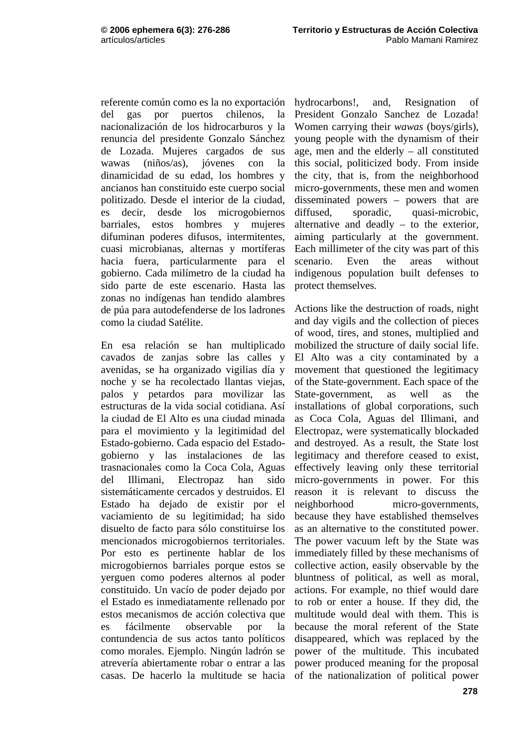referente común como es la no exportación del gas por puertos chilenos, la nacionalización de los hidrocarburos y la renuncia del presidente Gonzalo Sánchez de Lozada. Mujeres cargados de sus wawas (niños/as), jóvenes con la dinamicidad de su edad, los hombres y ancianos han constituido este cuerpo social politizado. Desde el interior de la ciudad, es decir, desde los microgobiernos barriales, estos hombres y mujeres difuminan poderes difusos, intermitentes, cuasi microbianas, alternas y mortíferas hacia fuera, particularmente para el gobierno. Cada milímetro de la ciudad ha sido parte de este escenario. Hasta las zonas no indígenas han tendido alambres de púa para autodefenderse de los ladrones como la ciudad Satélite.

En esa relación se han multiplicado cavados de zanjas sobre las calles y avenidas, se ha organizado vigilias día y noche y se ha recolectado llantas viejas, palos y petardos para movilizar las estructuras de la vida social cotidiana. Así la ciudad de El Alto es una ciudad minada para el movimiento y la legitimidad del Estado-gobierno. Cada espacio del Estado-gobierno y las instalaciones de las trasnacionales como la Coca Cola, Aguas del Illimani, Electropaz han sido sistemáticamente cercados y destruidos. El Estado ha dejado de existir por el vaciamiento de su legitimidad; ha sido disuelto de facto para sólo constituirse los mencionados microgobiernos territoriales. Por esto es pertinente hablar de los microgobiernos barriales porque estos se yerguen como poderes alternos al poder constituido. Un vacío de poder dejado por el Estado es inmediatamente rellenado por estos mecanismos de acción colectiva que es fácilmente observable por la contundencia de sus actos tanto políticos como morales. Ejemplo. Ningún ladrón se atrevería abiertamente robar o entrar a las casas. De hacerlo la multitude se hacia

hydrocarbons!, and, Resignation of President Gonzalo Sanchez de Lozada! Women carrying their *wawas* (boys/girls), young people with the dynamism of their age, men and the elderly – all constituted this social, politicized body. From inside the city, that is, from the neighborhood micro-governments, these men and women disseminated powers – powers that are diffused, sporadic, quasi-microbic, alternative and deadly – to the exterior, aiming particularly at the government. Each millimeter of the city was part of this scenario. Even the areas without indigenous population built defenses to protect themselves.

Actions like the destruction of roads, night and day vigils and the collection of pieces of wood, tires, and stones, multiplied and mobilized the structure of daily social life. El Alto was a city contaminated by a movement that questioned the legitimacy of the State-government. Each space of the State-government, as well as the installations of global corporations, such as Coca Cola, Aguas del Illimani, and Electropaz, were systematically blockaded and destroyed. As a result, the State lost legitimacy and therefore ceased to exist, effectively leaving only these territorial micro-governments in power. For this reason it is relevant to discuss the neighborhood micro-governments, because they have established themselves as an alternative to the constituted power. The power vacuum left by the State was immediately filled by these mechanisms of collective action, easily observable by the bluntness of political, as well as moral, actions. For example, no thief would dare to rob or enter a house. If they did, the multitude would deal with them. This is because the moral referent of the State disappeared, which was replaced by the power of the multitude. This incubated power produced meaning for the proposal of the nationalization of political power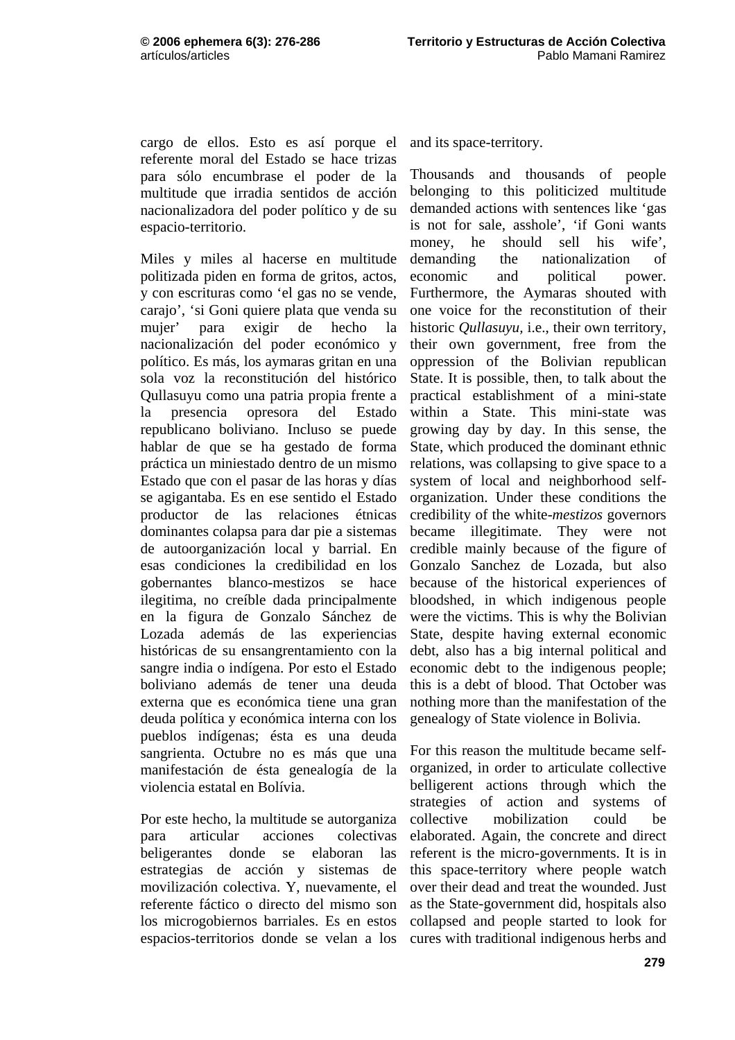cargo de ellos. Esto es así porque el referente moral del Estado se hace trizas para sólo encumbrase el poder de la multitude que irradia sentidos de acción nacionalizadora del poder político y de su espacio-territorio.

Miles y miles al hacerse en multitude politizada piden en forma de gritos, actos, y con escrituras como 'el gas no se vende, carajo', 'si Goni quiere plata que venda su mujer' para exigir de hecho la nacionalización del poder económico y político. Es más, los aymaras gritan en una sola voz la reconstitución del histórico Qullasuyu como una patria propia frente a la presencia opresora del Estado republicano boliviano. Incluso se puede hablar de que se ha gestado de forma práctica un miniestado dentro de un mismo Estado que con el pasar de las horas y días se agigantaba. Es en ese sentido el Estado productor de las relaciones étnicas dominantes colapsa para dar pie a sistemas de autoorganización local y barrial. En esas condiciones la credibilidad en los gobernantes blanco-mestizos se hace ilegitima, no creíble dada principalmente en la figura de Gonzalo Sánchez de Lozada además de las experiencias históricas de su ensangrentamiento con la sangre india o indígena. Por esto el Estado boliviano además de tener una deuda externa que es económica tiene una gran deuda política y económica interna con los pueblos indígenas; ésta es una deuda sangrienta. Octubre no es más que una manifestación de ésta genealogía de la violencia estatal en Bolívia.

Por este hecho, la multitude se autorganiza para articular acciones colectivas beligerantes donde se elaboran las estrategias de acción y sistemas de movilización colectiva. Y, nuevamente, el referente fáctico o directo del mismo son los microgobiernos barriales. Es en estos espacios-territorios donde se velan a los

and its space-territory.

Thousands and thousands of people belonging to this politicized multitude demanded actions with sentences like 'gas is not for sale, asshole', 'if Goni wants money, he should sell his wife', demanding the nationalization of economic and political power. Furthermore, the Aymaras shouted with one voice for the reconstitution of their historic *Qullasuyu,* i.e., their own territory, their own government, free from the oppression of the Bolivian republican State. It is possible, then, to talk about the practical establishment of a mini-state within a State. This mini-state was growing day by day. In this sense, the State, which produced the dominant ethnic relations, was collapsing to give space to a system of local and neighborhood self-organization. Under these conditions the credibility of the white-*mestizos* governors became illegitimate. They were not credible mainly because of the figure of Gonzalo Sanchez de Lozada, but also because of the historical experiences of bloodshed, in which indigenous people were the victims. This is why the Bolivian State, despite having external economic debt, also has a big internal political and economic debt to the indigenous people; this is a debt of blood. That October was nothing more than the manifestation of the genealogy of State violence in Bolivia.

For this reason the multitude became self-organized, in order to articulate collective belligerent actions through which the strategies of action and systems of collective mobilization could be elaborated. Again, the concrete and direct referent is the micro-governments. It is in this space-territory where people watch over their dead and treat the wounded. Just as the State-government did, hospitals also collapsed and people started to look for cures with traditional indigenous herbs and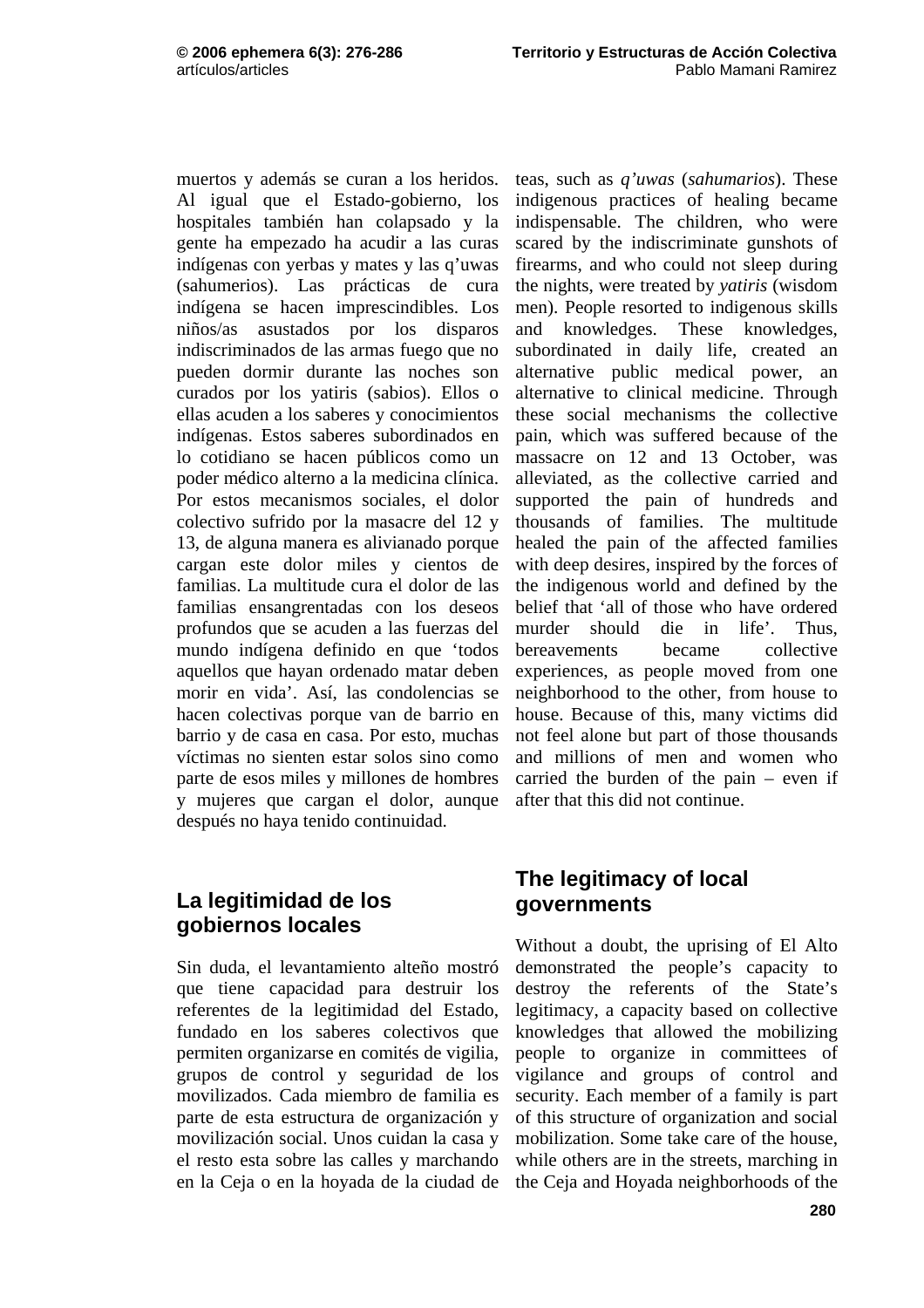muertos y además se curan a los heridos. Al igual que el Estado-gobierno, los hospitales también han colapsado y la gente ha empezado ha acudir a las curas indígenas con yerbas y mates y las q'uwas (sahumerios). Las prácticas de cura indígena se hacen imprescindibles. Los niños/as asustados por los disparos indiscriminados de las armas fuego que no pueden dormir durante las noches son curados por los yatiris (sabios). Ellos o ellas acuden a los saberes y conocimientos indígenas. Estos saberes subordinados en lo cotidiano se hacen públicos como un poder médico alterno a la medicina clínica. Por estos mecanismos sociales, el dolor colectivo sufrido por la masacre del 12 y 13, de alguna manera es alivianado porque cargan este dolor miles y cientos de familias. La multitude cura el dolor de las familias ensangrentadas con los deseos profundos que se acuden a las fuerzas del mundo indígena definido en que 'todos aquellos que hayan ordenado matar deben morir en vida'. Así, las condolencias se hacen colectivas porque van de barrio en barrio y de casa en casa. Por esto, muchas víctimas no sienten estar solos sino como parte de esos miles y millones de hombres y mujeres que cargan el dolor, aunque después no haya tenido continuidad.

## La legitimidad de los gobiernos locales

Sin duda, el levantamiento alteño mostró que tiene capacidad para destruir los referentes de la legitimidad del Estado, fundado en los saberes colectivos que permiten organizarse en comités de vigilia, grupos de control y seguridad de los movilizados. Cada miembro de familia es parte de esta estructura de organización y movilización social. Unos cuidan la casa y el resto esta sobre las calles y marchando en la Ceja o en la hoyada de la ciudad de

teas, such as *q'uwas* (*sahumarios*). These indigenous practices of healing became indispensable. The children, who were scared by the indiscriminate gunshots of firearms, and who could not sleep during the nights, were treated by *yatiris* (wisdom men). People resorted to indigenous skills and knowledges. These knowledges, subordinated in daily life, created an alternative public medical power, an alternative to clinical medicine. Through these social mechanisms the collective pain, which was suffered because of the massacre on 12 and 13 October, was alleviated, as the collective carried and supported the pain of hundreds and thousands of families. The multitude healed the pain of the affected families with deep desires, inspired by the forces of the indigenous world and defined by the belief that 'all of those who have ordered murder should die in life'. Thus, bereavements became collective experiences, as people moved from one neighborhood to the other, from house to house. Because of this, many victims did not feel alone but part of those thousands and millions of men and women who carried the burden of the pain – even if after that this did not continue.

## The legitimacy of local governments

Without a doubt, the uprising of El Alto demonstrated the people's capacity to destroy the referents of the State's legitimacy, a capacity based on collective knowledges that allowed the mobilizing people to organize in committees of vigilance and groups of control and security. Each member of a family is part of this structure of organization and social mobilization. Some take care of the house, while others are in the streets, marching in the Ceja and Hoyada neighborhoods of the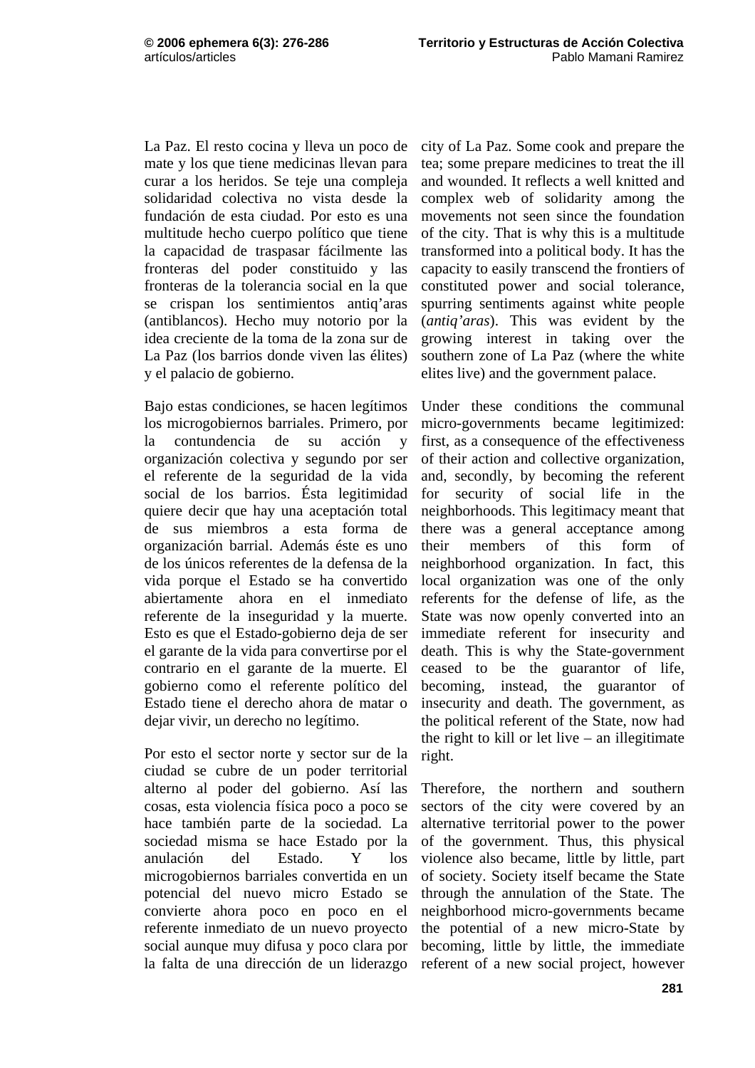La Paz. El resto cocina y lleva un poco de mate y los que tiene medicinas llevan para curar a los heridos. Se teje una compleja solidaridad colectiva no vista desde la fundación de esta ciudad. Por esto es una multitude hecho cuerpo político que tiene la capacidad de traspasar fácilmente las fronteras del poder constituido y las fronteras de la tolerancia social en la que se crispan los sentimientos antiq'aras (antiblancos). Hecho muy notorio por la idea creciente de la toma de la zona sur de La Paz (los barrios donde viven las élites) y el palacio de gobierno.

Bajo estas condiciones, se hacen legítimos los microgobiernos barriales. Primero, por la contundencia de su acción y organización colectiva y segundo por ser el referente de la seguridad de la vida social de los barrios. Ésta legitimidad quiere decir que hay una aceptación total de sus miembros a esta forma de organización barrial. Además éste es uno de los únicos referentes de la defensa de la vida porque el Estado se ha convertido abiertamente ahora en el inmediato referente de la inseguridad y la muerte. Esto es que el Estado-gobierno deja de ser el garante de la vida para convertirse por el contrario en el garante de la muerte. El gobierno como el referente político del Estado tiene el derecho ahora de matar o dejar vivir, un derecho no legítimo.

Por esto el sector norte y sector sur de la ciudad se cubre de un poder territorial alterno al poder del gobierno. Así las cosas, esta violencia física poco a poco se hace también parte de la sociedad. La sociedad misma se hace Estado por la anulación del Estado. Y los microgobiernos barriales convertida en un potencial del nuevo micro Estado se convierte ahora poco en poco en el referente inmediato de un nuevo proyecto social aunque muy difusa y poco clara por la falta de una dirección de un liderazgo

city of La Paz. Some cook and prepare the tea; some prepare medicines to treat the ill and wounded. It reflects a well knitted and complex web of solidarity among the movements not seen since the foundation of the city. That is why this is a multitude transformed into a political body. It has the capacity to easily transcend the frontiers of constituted power and social tolerance, spurring sentiments against white people (*antiq'aras*). This was evident by the growing interest in taking over the southern zone of La Paz (where the white elites live) and the government palace.

Under these conditions the communal micro-governments became legitimized: first, as a consequence of the effectiveness of their action and collective organization, and, secondly, by becoming the referent for security of social life in the neighborhoods. This legitimacy meant that there was a general acceptance among their members of this form of neighborhood organization. In fact, this local organization was one of the only referents for the defense of life, as the State was now openly converted into an immediate referent for insecurity and death. This is why the State-government ceased to be the guarantor of life, becoming, instead, the guarantor of insecurity and death. The government, as the political referent of the State, now had the right to kill or let live – an illegitimate right.

Therefore, the northern and southern sectors of the city were covered by an alternative territorial power to the power of the government. Thus, this physical violence also became, little by little, part of society. Society itself became the State through the annulation of the State. The neighborhood micro-governments became the potential of a new micro-State by becoming, little by little, the immediate referent of a new social project, however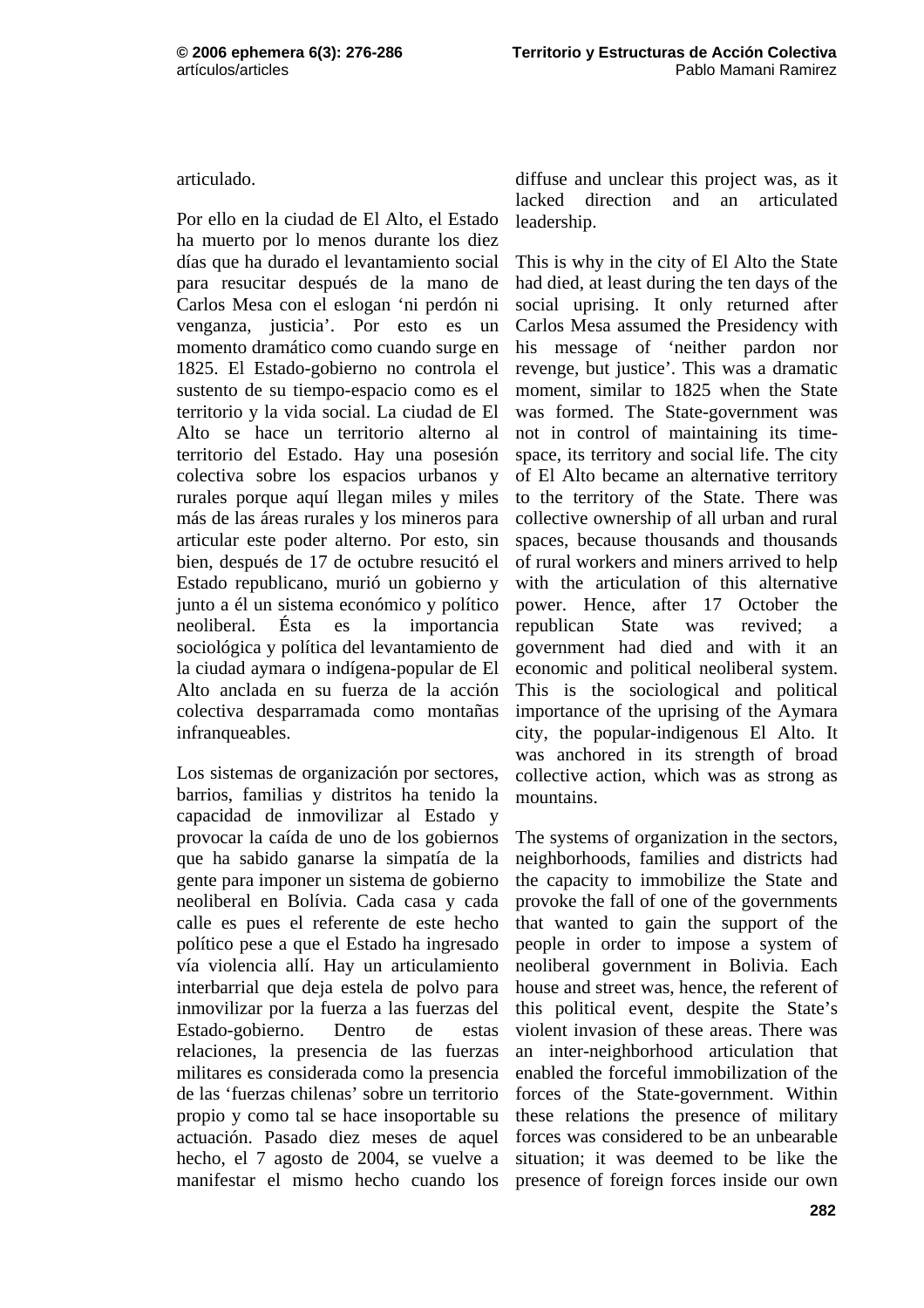articulado.

Por ello en la ciudad de El Alto, el Estado ha muerto por lo menos durante los diez días que ha durado el levantamiento social para resucitar después de la mano de Carlos Mesa con el eslogan 'ni perdón ni venganza, justicia'. Por esto es un momento dramático como cuando surge en 1825. El Estado-gobierno no controla el sustento de su tiempo-espacio como es el territorio y la vida social. La ciudad de El Alto se hace un territorio alterno al territorio del Estado. Hay una posesión colectiva sobre los espacios urbanos y rurales porque aquí llegan miles y miles más de las áreas rurales y los mineros para articular este poder alterno. Por esto, sin bien, después de 17 de octubre resucitó el Estado republicano, murió un gobierno y junto a él un sistema económico y político neoliberal. Ésta es la importancia sociológica y política del levantamiento de la ciudad aymara o indígena-popular de El Alto anclada en su fuerza de la acción colectiva desparramada como montañas infranqueables.

Los sistemas de organización por sectores, barrios, familias y distritos ha tenido la capacidad de inmovilizar al Estado y provocar la caída de uno de los gobiernos que ha sabido ganarse la simpatía de la gente para imponer un sistema de gobierno neoliberal en Bolívia. Cada casa y cada calle es pues el referente de este hecho político pese a que el Estado ha ingresado vía violencia allí. Hay un articulamiento interbarrial que deja estela de polvo para inmovilizar por la fuerza a las fuerzas del Estado-gobierno. Dentro de estas relaciones, la presencia de las fuerzas militares es considerada como la presencia de las 'fuerzas chilenas' sobre un territorio propio y como tal se hace insoportable su actuación. Pasado diez meses de aquel hecho, el 7 agosto de 2004, se vuelve a manifestar el mismo hecho cuando los

diffuse and unclear this project was, as it lacked direction and an articulated leadership.

This is why in the city of El Alto the State had died, at least during the ten days of the social uprising. It only returned after Carlos Mesa assumed the Presidency with his message of 'neither pardon nor revenge, but justice'. This was a dramatic moment, similar to 1825 when the State was formed. The State-government was not in control of maintaining its time-space, its territory and social life. The city of El Alto became an alternative territory to the territory of the State. There was collective ownership of all urban and rural spaces, because thousands and thousands of rural workers and miners arrived to help with the articulation of this alternative power. Hence, after 17 October the republican State was revived; a government had died and with it an economic and political neoliberal system. This is the sociological and political importance of the uprising of the Aymara city, the popular-indigenous El Alto. It was anchored in its strength of broad collective action, which was as strong as mountains.

The systems of organization in the sectors, neighborhoods, families and districts had the capacity to immobilize the State and provoke the fall of one of the governments that wanted to gain the support of the people in order to impose a system of neoliberal government in Bolivia. Each house and street was, hence, the referent of this political event, despite the State's violent invasion of these areas. There was an inter-neighborhood articulation that enabled the forceful immobilization of the forces of the State-government. Within these relations the presence of military forces was considered to be an unbearable situation; it was deemed to be like the presence of foreign forces inside our own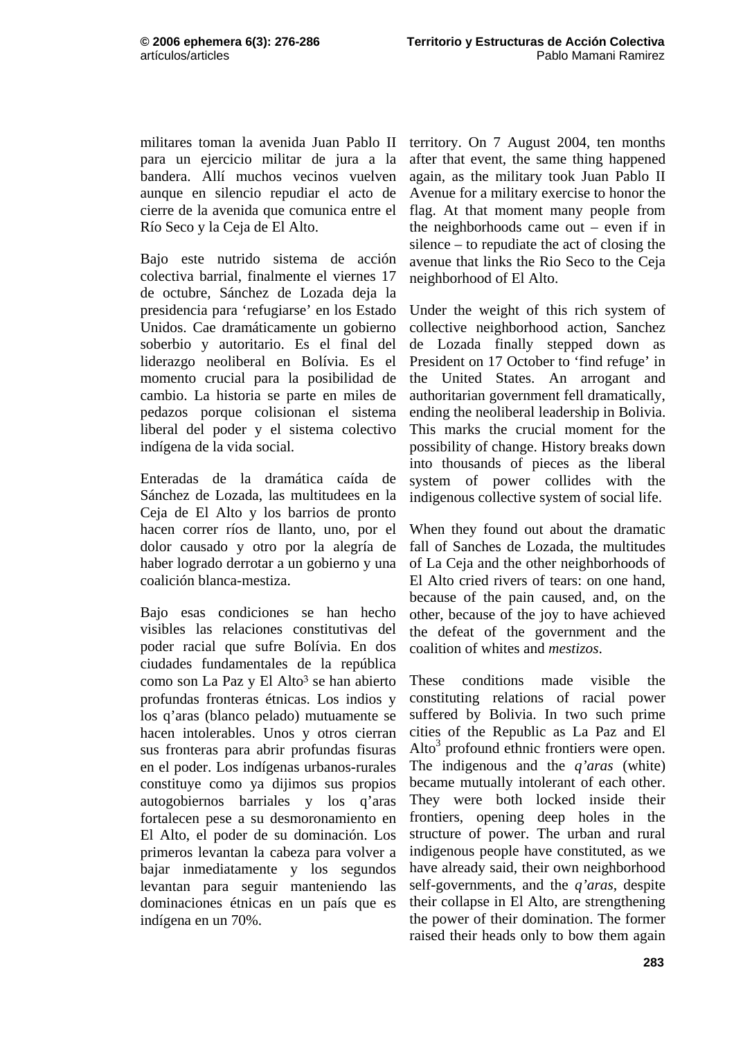militares toman la avenida Juan Pablo II para un ejercicio militar de jura a la bandera. Allí muchos vecinos vuelven aunque en silencio repudiar el acto de cierre de la avenida que comunica entre el Río Seco y la Ceja de El Alto.

Bajo este nutrido sistema de acción colectiva barrial, finalmente el viernes 17 de octubre, Sánchez de Lozada deja la presidencia para 'refugiarse' en los Estado Unidos. Cae dramáticamente un gobierno soberbio y autoritario. Es el final del liderazgo neoliberal en Bolívia. Es el momento crucial para la posibilidad de cambio. La historia se parte en miles de pedazos porque colisionan el sistema liberal del poder y el sistema colectivo indígena de la vida social.

Enteradas de la dramática caída de Sánchez de Lozada, las multitudees en la Ceja de El Alto y los barrios de pronto hacen correr ríos de llanto, uno, por el dolor causado y otro por la alegría de haber logrado derrotar a un gobierno y una coalición blanca-mestiza.

Bajo esas condiciones se han hecho visibles las relaciones constitutivas del poder racial que sufre Bolívia. En dos ciudades fundamentales de la república como son La Paz y El Alto[3] se han abierto profundas fronteras étnicas. Los indios y los q'aras (blanco pelado) mutuamente se hacen intolerables. Unos y otros cierran sus fronteras para abrir profundas fisuras en el poder. Los indígenas urbanos-rurales constituye como ya dijimos sus propios autogobiernos barriales y los q'aras fortalecen pese a su desmoronamiento en El Alto, el poder de su dominación. Los primeros levantan la cabeza para volver a bajar inmediatamente y los segundos levantan para seguir manteniendo las dominaciones étnicas en un país que es indígena en un 70%.

territory. On 7 August 2004, ten months after that event, the same thing happened again, as the military took Juan Pablo II Avenue for a military exercise to honor the flag. At that moment many people from the neighborhoods came out – even if in silence – to repudiate the act of closing the avenue that links the Rio Seco to the Ceja neighborhood of El Alto.

Under the weight of this rich system of collective neighborhood action, Sanchez de Lozada finally stepped down as President on 17 October to 'find refuge' in the United States. An arrogant and authoritarian government fell dramatically, ending the neoliberal leadership in Bolivia. This marks the crucial moment for the possibility of change. History breaks down into thousands of pieces as the liberal system of power collides with the indigenous collective system of social life.

When they found out about the dramatic fall of Sanches de Lozada, the multitudes of La Ceja and the other neighborhoods of El Alto cried rivers of tears: on one hand, because of the pain caused, and, on the other, because of the joy to have achieved the defeat of the government and the coalition of whites and *mestizos*.

These conditions made visible the constituting relations of racial power suffered by Bolivia. In two such prime cities of the Republic as La Paz and El Alto[3] profound ethnic frontiers were open. The indigenous and the *q'aras* (white) became mutually intolerant of each other. They were both locked inside their frontiers, opening deep holes in the structure of power. The urban and rural indigenous people have constituted, as we have already said, their own neighborhood self-governments, and the *q'aras*, despite their collapse in El Alto, are strengthening the power of their domination. The former raised their heads only to bow them again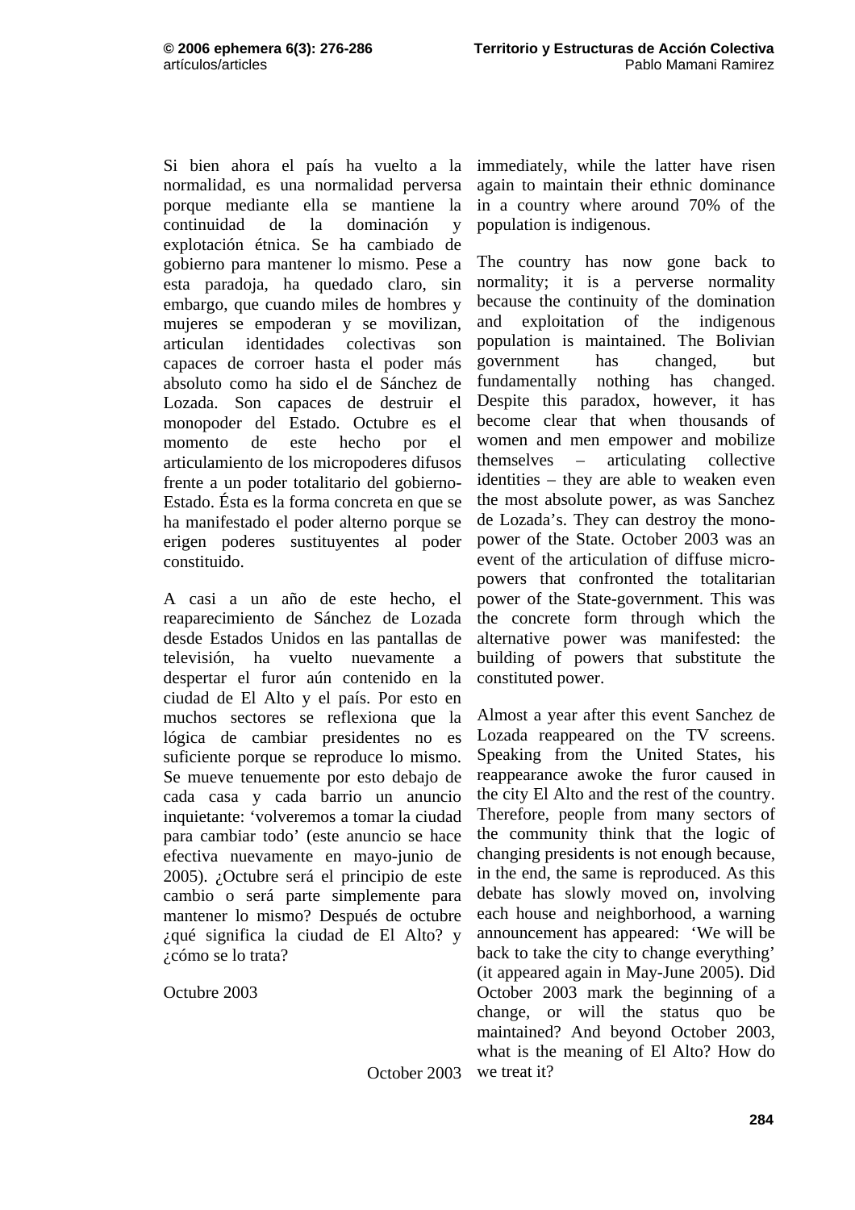Si bien ahora el país ha vuelto a la normalidad, es una normalidad perversa porque mediante ella se mantiene la continuidad de la dominación y explotación étnica. Se ha cambiado de gobierno para mantener lo mismo. Pese a esta paradoja, ha quedado claro, sin embargo, que cuando miles de hombres y mujeres se empoderan y se movilizan, articulan identidades colectivas son capaces de corroer hasta el poder más absoluto como ha sido el de Sánchez de Lozada. Son capaces de destruir el monopoder del Estado. Octubre es el momento de este hecho por el articulamiento de los micropoderes difusos frente a un poder totalitario del gobierno-Estado. Ésta es la forma concreta en que se ha manifestado el poder alterno porque se erigen poderes sustituyentes al poder constituido.

A casi a un año de este hecho, el reaparecimiento de Sánchez de Lozada desde Estados Unidos en las pantallas de televisión, ha vuelto nuevamente a despertar el furor aún contenido en la ciudad de El Alto y el país. Por esto en muchos sectores se reflexiona que la lógica de cambiar presidentes no es suficiente porque se reproduce lo mismo. Se mueve tenuemente por esto debajo de cada casa y cada barrio un anuncio inquietante: 'volveremos a tomar la ciudad para cambiar todo' (este anuncio se hace efectiva nuevamente en mayo-junio de 2005). ¿Octubre será el principio de este cambio o será parte simplemente para mantener lo mismo? Después de octubre ¿qué significa la ciudad de El Alto? y ¿cómo se lo trata?

Octubre 2003

immediately, while the latter have risen again to maintain their ethnic dominance in a country where around 70% of the population is indigenous.

The country has now gone back to normality; it is a perverse normality because the continuity of the domination and exploitation of the indigenous population is maintained. The Bolivian government has changed, but fundamentally nothing has changed. Despite this paradox, however, it has become clear that when thousands of women and men empower and mobilize themselves – articulating collective identities – they are able to weaken even the most absolute power, as was Sanchez de Lozada's. They can destroy the mono-power of the State. October 2003 was an event of the articulation of diffuse micro-powers that confronted the totalitarian power of the State-government. This was the concrete form through which the alternative power was manifested: the building of powers that substitute the constituted power.

Almost a year after this event Sanchez de Lozada reappeared on the TV screens. Speaking from the United States, his reappearance awoke the furor caused in the city El Alto and the rest of the country. Therefore, people from many sectors of the community think that the logic of changing presidents is not enough because, in the end, the same is reproduced. As this debate has slowly moved on, involving each house and neighborhood, a warning announcement has appeared: 'We will be back to take the city to change everything' (it appeared again in May-June 2005). Did October 2003 mark the beginning of a change, or will the status quo be maintained? And beyond October 2003, what is the meaning of El Alto? How do we treat it?

October 2003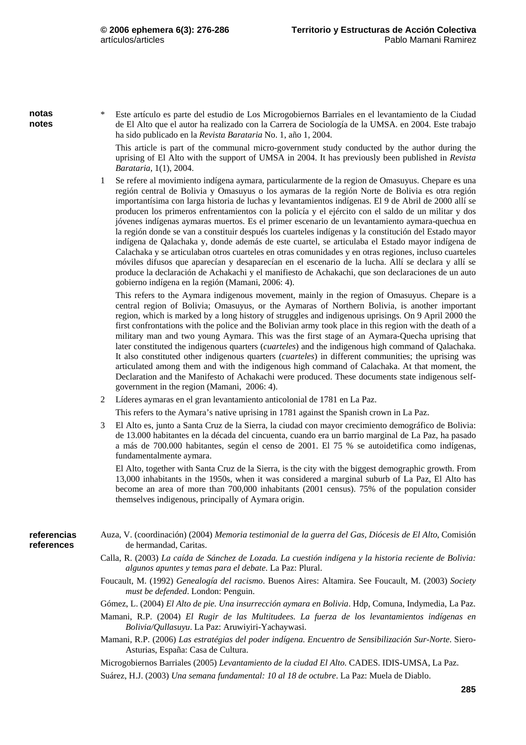## notas / notes

\* Este artículo es parte del estudio de Los Microgobiernos Barriales en el levantamiento de la Ciudad de El Alto que el autor ha realizado con la Carrera de Sociología de la UMSA. en 2004. Este trabajo ha sido publicado en la *Revista Barataria* No. 1, año 1, 2004.

This article is part of the communal micro-government study conducted by the author during the uprising of El Alto with the support of UMSA in 2004. It has previously been published in *Revista Barataria*, 1(1), 2004.

1 Se refere al movimiento indígena aymara, particularmente de la region de Omasuyus. Chepare es una región central de Bolivia y Omasuyus o los aymaras de la región Norte de Bolivia es otra región importantísima con larga historia de luchas y levantamientos indígenas. El 9 de Abril de 2000 allí se producen los primeros enfrentamientos con la policía y el ejército con el saldo de un militar y dos jóvenes indígenas aymaras muertos. Es el primer escenario de un levantamiento aymara-quechua en la región donde se van a constituir después los cuarteles indígenas y la constitución del Estado mayor indígena de Qalachaka y, donde además de este cuartel, se articulaba el Estado mayor indígena de Calachaka y se articulaban otros cuarteles en otras comunidades y en otras regiones, incluso cuarteles móviles difusos que aparecían y desaparecían en el escenario de la lucha. Allí se declara y allí se produce la declaración de Achakachi y el manifiesto de Achakachi, que son declaraciones de un auto gobierno indígena en la región (Mamani, 2006: 4).

This refers to the Aymara indigenous movement, mainly in the region of Omasuyus. Chepare is a central region of Bolivia; Omasuyus, or the Aymaras of Northern Bolivia, is another important region, which is marked by a long history of struggles and indigenous uprisings. On 9 April 2000 the first confrontations with the police and the Bolivian army took place in this region with the death of a military man and two young Aymara. This was the first stage of an Aymara-Quecha uprising that later constituted the indigenous quarters (*cuarteles*) and the indigenous high command of Qalachaka. It also constituted other indigenous quarters (*cuarteles*) in different communities; the uprising was articulated among them and with the indigenous high command of Calachaka. At that moment, the Declaration and the Manifesto of Achakachi were produced. These documents state indigenous self-government in the region (Mamani, 2006: 4).

2 Líderes aymaras en el gran levantamiento anticolonial de 1781 en La Paz.

This refers to the Aymara's native uprising in 1781 against the Spanish crown in La Paz.

3 El Alto es, junto a Santa Cruz de la Sierra, la ciudad con mayor crecimiento demográfico de Bolivia: de 13.000 habitantes en la década del cincuenta, cuando era un barrio marginal de La Paz, ha pasado a más de 700.000 habitantes, según el censo de 2001. El 75 % se autoidetifica como indígenas, fundamentalmente aymara.

El Alto, together with Santa Cruz de la Sierra, is the city with the biggest demographic growth. From 13,000 inhabitants in the 1950s, when it was considered a marginal suburb of La Paz, El Alto has become an area of more than 700,000 inhabitants (2001 census). 75% of the population consider themselves indigenous, principally of Aymara origin.

## referencias / references

Auza, V. (coordinación) (2004) *Memoria testimonial de la guerra del Gas, Diócesis de El Alto*, Comisión de hermandad, Caritas.

Calla, R. (2003) *La caída de Sánchez de Lozada. La cuestión indígena y la historia reciente de Bolivia: algunos apuntes y temas para el debate*. La Paz: Plural.

Foucault, M. (1992) *Genealogía del racismo*. Buenos Aires: Altamira. See Foucault, M. (2003) *Society must be defended*. London: Penguin.

Gómez, L. (2004) *El Alto de pie. Una insurrección aymara en Bolivia*. Hdp, Comuna, Indymedia, La Paz.

Mamani, R.P. (2004) *El Rugir de las Multitudees. La fuerza de los levantamientos indígenas en Bolivia/Qullasuyu*. La Paz: Aruwiyiri-Yachaywasi.

Mamani, R.P. (2006) *Las estratégias del poder indígena. Encuentro de Sensibilización Sur-Norte*. Siero-Asturias, España: Casa de Cultura.

Microgobiernos Barriales (2005) *Levantamiento de la ciudad El Alto*. CADES. IDIS-UMSA, La Paz.

Suárez, H.J. (2003) *Una semana fundamental: 10 al 18 de octubre*. La Paz: Muela de Diablo.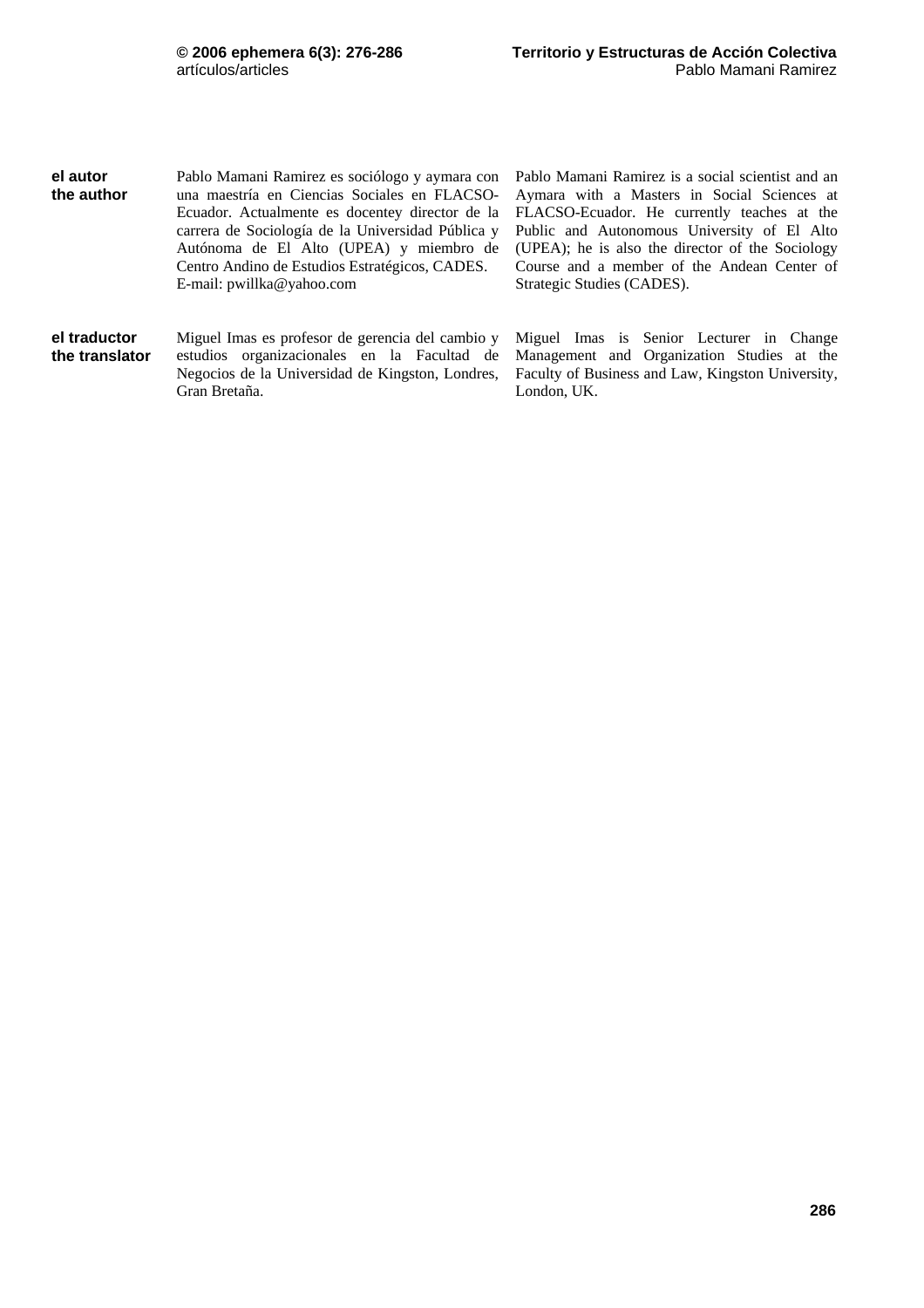**el autor**
**the author**

Pablo Mamani Ramirez es sociólogo y aymara con una maestría en Ciencias Sociales en FLACSO-Ecuador. Actualmente es docentey director de la carrera de Sociología de la Universidad Pública y Autónoma de El Alto (UPEA) y miembro de Centro Andino de Estudios Estratégicos, CADES.
E-mail: pwillka@yahoo.com

Pablo Mamani Ramirez is a social scientist and an Aymara with a Masters in Social Sciences at FLACSO-Ecuador. He currently teaches at the Public and Autonomous University of El Alto (UPEA); he is also the director of the Sociology Course and a member of the Andean Center of Strategic Studies (CADES).

**el traductor**
**the translator**

Miguel Imas es profesor de gerencia del cambio y estudios organizacionales en la Facultad de Negocios de la Universidad de Kingston, Londres, Gran Bretaña.

Miguel Imas is Senior Lecturer in Change Management and Organization Studies at the Faculty of Business and Law, Kingston University, London, UK.